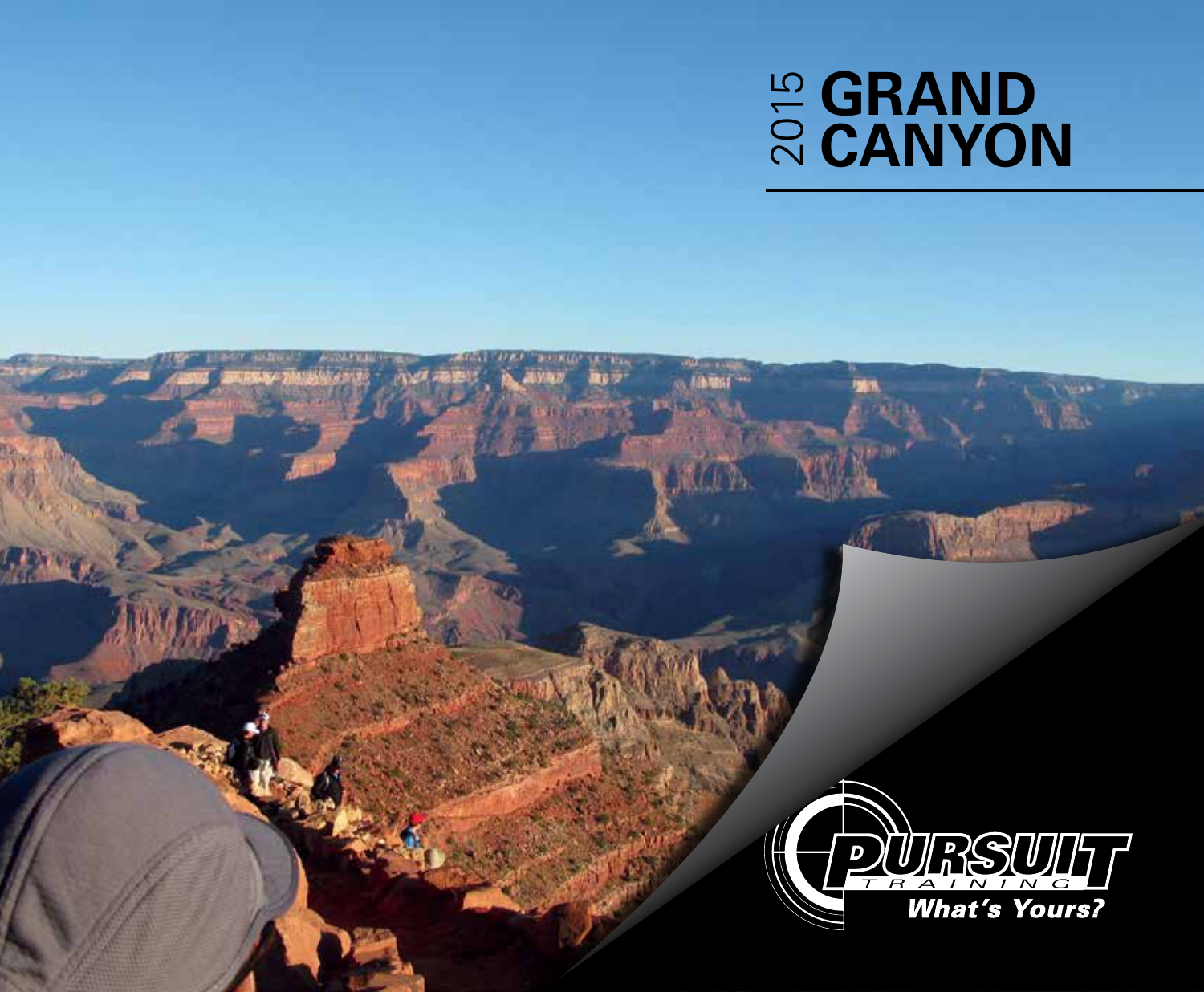# 2015 GRAND CANYON

PURSUIT TRAINING

*What's Yours?*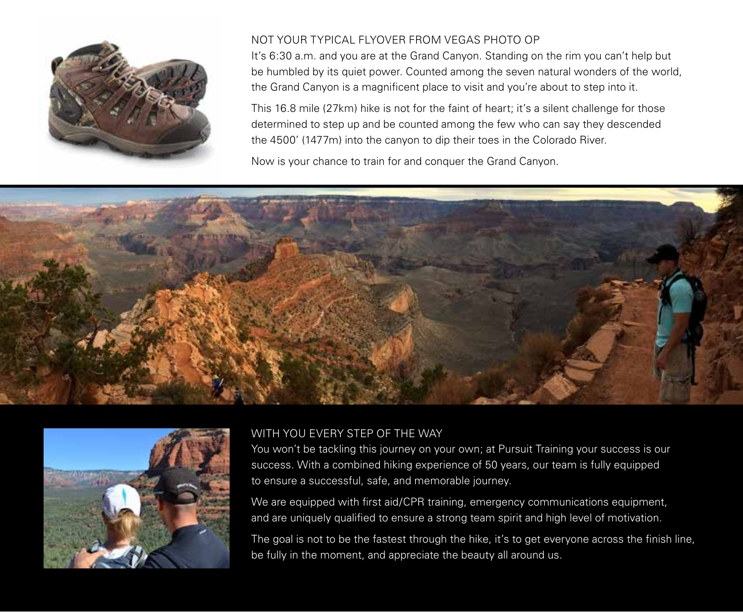## NOT YOUR TYPICAL FLYOVER FROM VEGAS PHOTO OP

It's 6:30 a.m. and you are at the Grand Canyon. Standing on the rim you can't help but be humbled by its quiet power. Counted among the seven natural wonders of the world, the Grand Canyon is a magnificent place to visit and you're about to step into it.

This 16.8 mile (27km) hike is not for the faint of heart; it's a silent challenge for those determined to step up and be counted among the few who can say they descended the 4500' (1477m) into the canyon to dip their toes in the Colorado River.

Now is your chance to train for and conquer the Grand Canyon.

## WITH YOU EVERY STEP OF THE WAY

You won't be tackling this journey on your own; at Pursuit Training your success is our success. With a combined hiking experience of 50 years, our team is fully equipped to ensure a successful, safe, and memorable journey.

We are equipped with first aid/CPR training, emergency communications equipment, and are uniquely qualified to ensure a strong team spirit and high level of motivation.

The goal is not to be the fastest through the hike, it's to get everyone across the finish line, be fully in the moment, and appreciate the beauty all around us.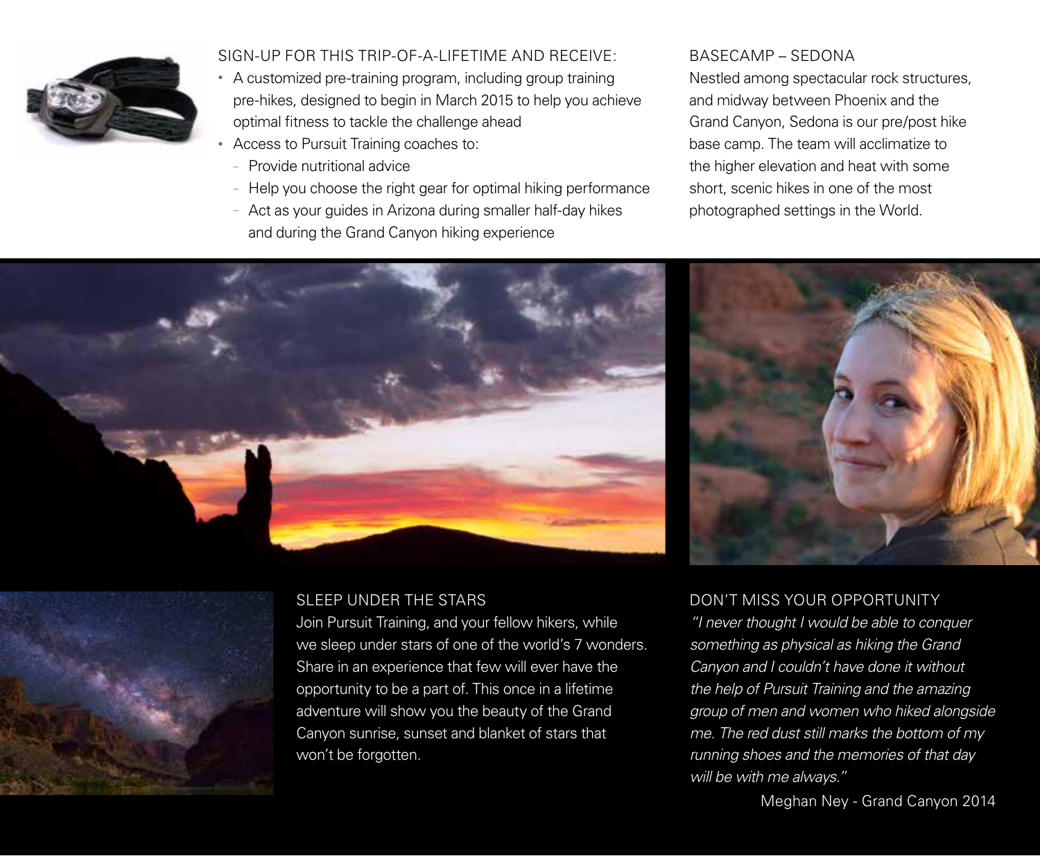## SIGN-UP FOR THIS TRIP-OF-A-LIFETIME AND RECEIVE:

- A customized pre-training program, including group training pre-hikes, designed to begin in March 2015 to help you achieve optimal fitness to tackle the challenge ahead
- Access to Pursuit Training coaches to:
  - Provide nutritional advice
  - Help you choose the right gear for optimal hiking performance
  - Act as your guides in Arizona during smaller half-day hikes and during the Grand Canyon hiking experience

## BASECAMP – SEDONA

Nestled among spectacular rock structures, and midway between Phoenix and the Grand Canyon, Sedona is our pre/post hike base camp. The team will acclimatize to the higher elevation and heat with some short, scenic hikes in one of the most photographed settings in the World.

## SLEEP UNDER THE STARS

Join Pursuit Training, and your fellow hikers, while we sleep under stars of one of the world's 7 wonders. Share in an experience that few will ever have the opportunity to be a part of. This once in a lifetime adventure will show you the beauty of the Grand Canyon sunrise, sunset and blanket of stars that won't be forgotten.

## DON'T MISS YOUR OPPORTUNITY

*"I never thought I would be able to conquer something as physical as hiking the Grand Canyon and I couldn't have done it without the help of Pursuit Training and the amazing group of men and women who hiked alongside me. The red dust still marks the bottom of my running shoes and the memories of that day will be with me always."*

Meghan Ney - Grand Canyon 2014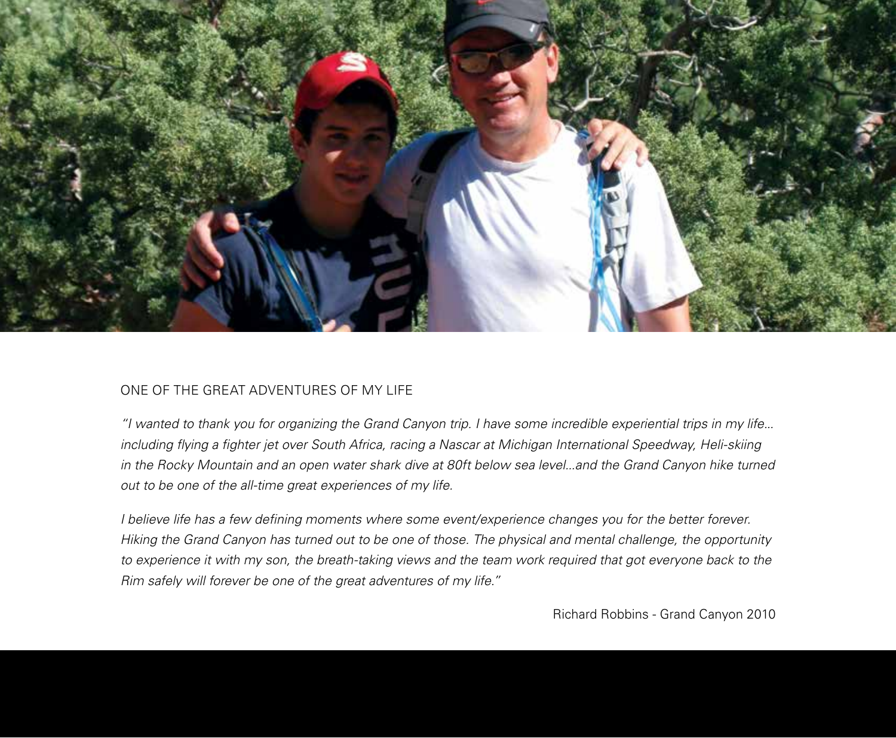## ONE OF THE GREAT ADVENTURES OF MY LIFE

*"I wanted to thank you for organizing the Grand Canyon trip. I have some incredible experiential trips in my life... including flying a fighter jet over South Africa, racing a Nascar at Michigan International Speedway, Heli-skiing in the Rocky Mountain and an open water shark dive at 80ft below sea level...and the Grand Canyon hike turned out to be one of the all-time great experiences of my life.*

*I believe life has a few defining moments where some event/experience changes you for the better forever. Hiking the Grand Canyon has turned out to be one of those. The physical and mental challenge, the opportunity to experience it with my son, the breath-taking views and the team work required that got everyone back to the Rim safely will forever be one of the great adventures of my life."*

Richard Robbins - Grand Canyon 2010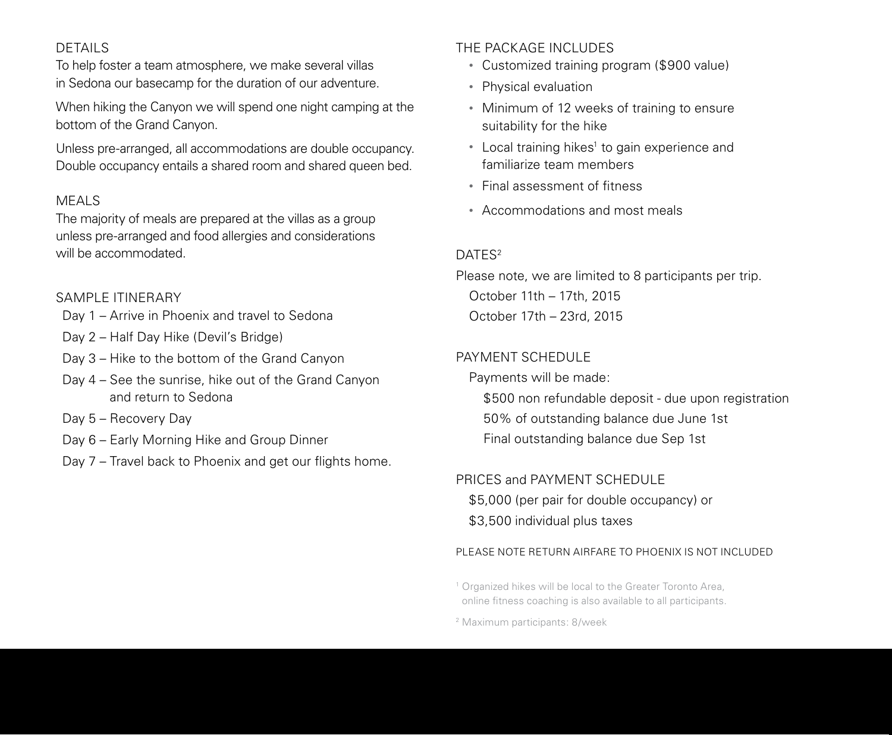## DETAILS

To help foster a team atmosphere, we make several villas in Sedona our basecamp for the duration of our adventure.

When hiking the Canyon we will spend one night camping at the bottom of the Grand Canyon.

Unless pre-arranged, all accommodations are double occupancy. Double occupancy entails a shared room and shared queen bed.

## MEALS

The majority of meals are prepared at the villas as a group unless pre-arranged and food allergies and considerations will be accommodated.

## SAMPLE ITINERARY

Day 1 – Arrive in Phoenix and travel to Sedona

Day 2 – Half Day Hike (Devil's Bridge)

Day 3 – Hike to the bottom of the Grand Canyon

Day 4 – See the sunrise, hike out of the Grand Canyon and return to Sedona

Day 5 – Recovery Day

Day 6 – Early Morning Hike and Group Dinner

Day 7 – Travel back to Phoenix and get our flights home.

## THE PACKAGE INCLUDES

- Customized training program ($900 value)
- Physical evaluation
- Minimum of 12 weeks of training to ensure suitability for the hike
- Local training hikes[1] to gain experience and familiarize team members
- Final assessment of fitness
- Accommodations and most meals

## DATES[2]

Please note, we are limited to 8 participants per trip.

October 11th – 17th, 2015

October 17th – 23rd, 2015

## PAYMENT SCHEDULE

Payments will be made:

$500 non refundable deposit - due upon registration

50% of outstanding balance due June 1st

Final outstanding balance due Sep 1st

## PRICES and PAYMENT SCHEDULE

$5,000 (per pair for double occupancy) or

$3,500 individual plus taxes

PLEASE NOTE RETURN AIRFARE TO PHOENIX IS NOT INCLUDED

[1] Organized hikes will be local to the Greater Toronto Area, online fitness coaching is also available to all participants.

[2] Maximum participants: 8/week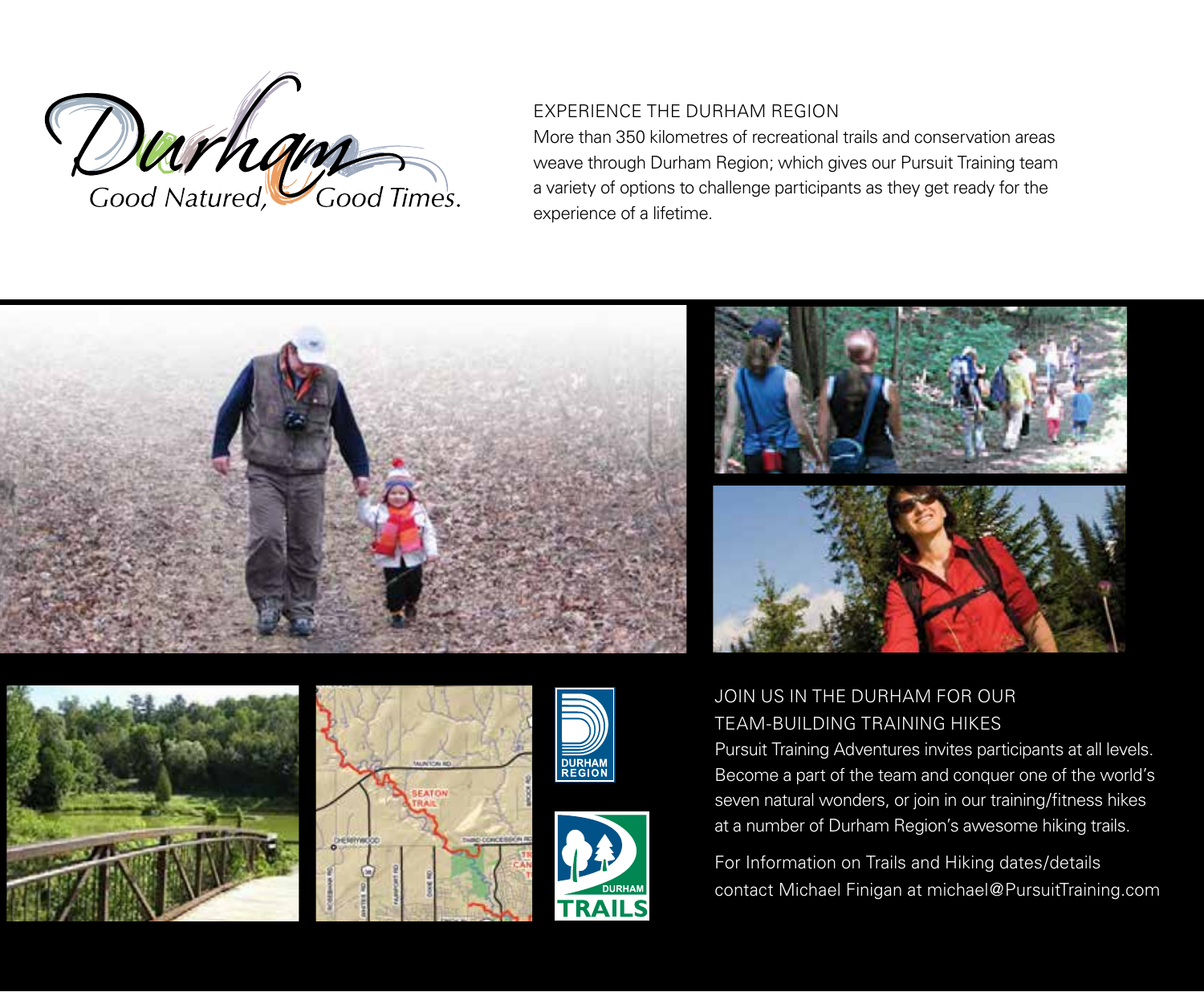Durham

Good Natured, Good Times.

## EXPERIENCE THE DURHAM REGION

More than 350 kilometres of recreational trails and conservation areas weave through Durham Region; which gives our Pursuit Training team a variety of options to challenge participants as they get ready for the experience of a lifetime.

## JOIN US IN THE DURHAM FOR OUR TEAM-BUILDING TRAINING HIKES

Pursuit Training Adventures invites participants at all levels. Become a part of the team and conquer one of the world's seven natural wonders, or join in our training/fitness hikes at a number of Durham Region's awesome hiking trails.

For Information on Trails and Hiking dates/details contact Michael Finigan at michael@PursuitTraining.com